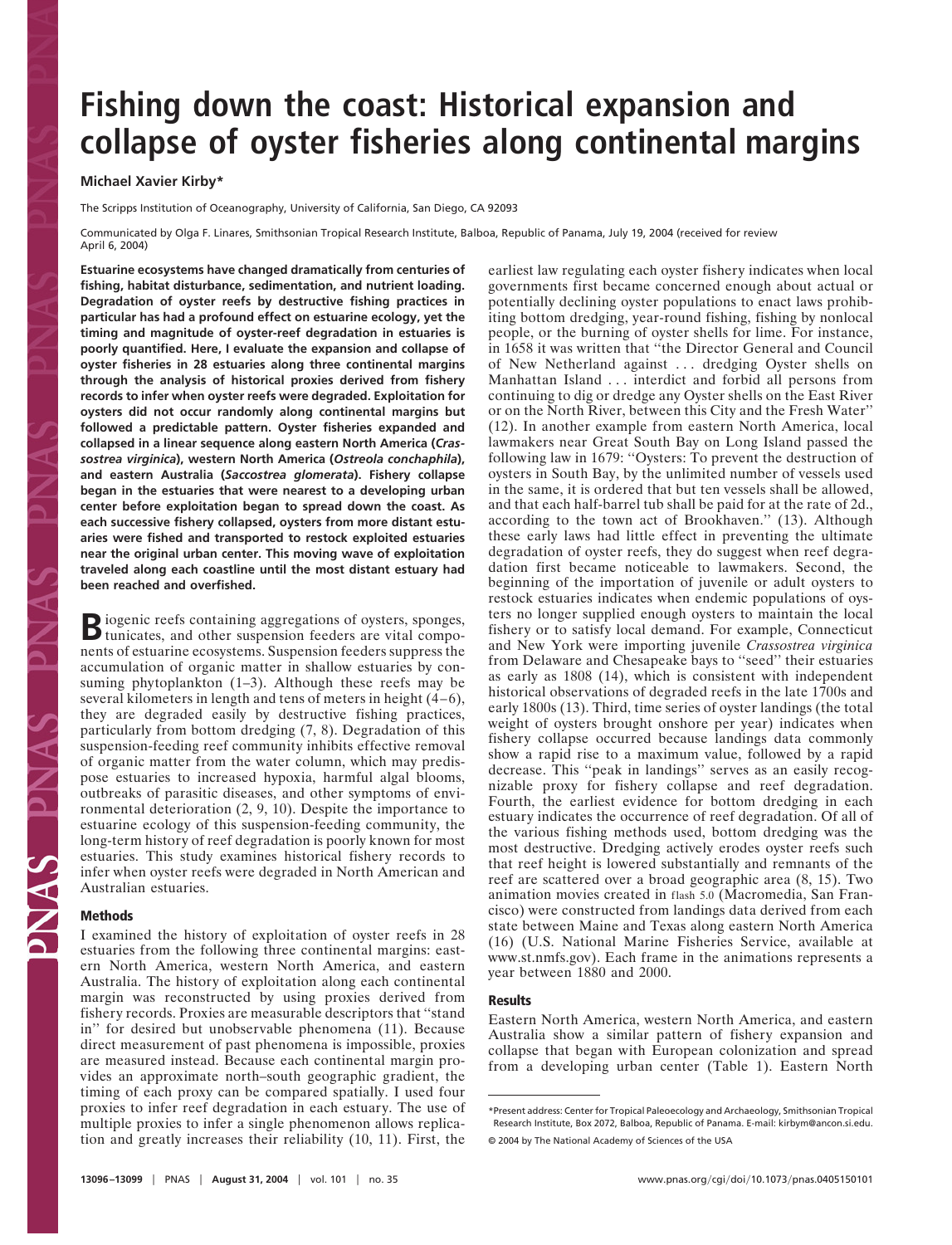# Fishing down the coast: Historical expansion and collapse of oyster fisheries along continental margins

**Michael Xavier Kirby***

The Scripps Institution of Oceanography, University of California, San Diego, CA 92093

Communicated by Olga F. Linares, Smithsonian Tropical Research Institute, Balboa, Republic of Panama, July 19, 2004 (received for review April 6, 2004)

**Estuarine ecosystems have changed dramatically from centuries of fishing, habitat disturbance, sedimentation, and nutrient loading. Degradation of oyster reefs by destructive fishing practices in particular has had a profound effect on estuarine ecology, yet the timing and magnitude of oyster-reef degradation in estuaries is poorly quantified. Here, I evaluate the expansion and collapse of oyster fisheries in 28 estuaries along three continental margins through the analysis of historical proxies derived from fishery records to infer when oyster reefs were degraded. Exploitation for oysters did not occur randomly along continental margins but followed a predictable pattern. Oyster fisheries expanded and collapsed in a linear sequence along eastern North America (*Crassostrea virginica*), western North America (*Ostreola conchaphila*), and eastern Australia (*Saccostrea glomerata*). Fishery collapse began in the estuaries that were nearest to a developing urban center before exploitation began to spread down the coast. As each successive fishery collapsed, oysters from more distant estuaries were fished and transported to restock exploited estuaries near the original urban center. This moving wave of exploitation traveled along each coastline until the most distant estuary had been reached and overfished.**

Biogenic reefs containing aggregations of oysters, sponges, tunicates, and other suspension feeders are vital components of estuarine ecosystems. Suspension feeders suppress the accumulation of organic matter in shallow estuaries by consuming phytoplankton (1–3). Although these reefs may be several kilometers in length and tens of meters in height (4–6), they are degraded easily by destructive fishing practices, particularly from bottom dredging (7, 8). Degradation of this suspension-feeding reef community inhibits effective removal of organic matter from the water column, which may predispose estuaries to increased hypoxia, harmful algal blooms, outbreaks of parasitic diseases, and other symptoms of environmental deterioration (2, 9, 10). Despite the importance to estuarine ecology of this suspension-feeding community, the long-term history of reef degradation is poorly known for most estuaries. This study examines historical fishery records to infer when oyster reefs were degraded in North American and Australian estuaries.

## Methods

I examined the history of exploitation of oyster reefs in 28 estuaries from the following three continental margins: eastern North America, western North America, and eastern Australia. The history of exploitation along each continental margin was reconstructed by using proxies derived from fishery records. Proxies are measurable descriptors that "stand in" for desired but unobservable phenomena (11). Because direct measurement of past phenomena is impossible, proxies are measured instead. Because each continental margin provides an approximate north–south geographic gradient, the timing of each proxy can be compared spatially. I used four proxies to infer reef degradation in each estuary. The use of multiple proxies to infer a single phenomenon allows replication and greatly increases their reliability (10, 11). First, the earliest law regulating each oyster fishery indicates when local governments first became concerned enough about actual or potentially declining oyster populations to enact laws prohibiting bottom dredging, year-round fishing, fishing by nonlocal people, or the burning of oyster shells for lime. For instance, in 1658 it was written that "the Director General and Council of New Netherland against . . . dredging Oyster shells on Manhattan Island . . . interdict and forbid all persons from continuing to dig or dredge any Oyster shells on the East River or on the North River, between this City and the Fresh Water" (12). In another example from eastern North America, local lawmakers near Great South Bay on Long Island passed the following law in 1679: "Oysters: To prevent the destruction of oysters in South Bay, by the unlimited number of vessels used in the same, it is ordered that but ten vessels shall be allowed, and that each half-barrel tub shall be paid for at the rate of 2d., according to the town act of Brookhaven." (13). Although these early laws had little effect in preventing the ultimate degradation of oyster reefs, they do suggest when reef degradation first became noticeable to lawmakers. Second, the beginning of the importation of juvenile or adult oysters to restock estuaries indicates when endemic populations of oysters no longer supplied enough oysters to maintain the local fishery or to satisfy local demand. For example, Connecticut and New York were importing juvenile *Crassostrea virginica* from Delaware and Chesapeake bays to "seed" their estuaries as early as 1808 (14), which is consistent with independent historical observations of degraded reefs in the late 1700s and early 1800s (13). Third, time series of oyster landings (the total weight of oysters brought onshore per year) indicates when fishery collapse occurred because landings data commonly show a rapid rise to a maximum value, followed by a rapid decrease. This "peak in landings" serves as an easily recognizable proxy for fishery collapse and reef degradation. Fourth, the earliest evidence for bottom dredging in each estuary indicates the occurrence of reef degradation. Of all of the various fishing methods used, bottom dredging was the most destructive. Dredging actively erodes oyster reefs such that reef height is lowered substantially and remnants of the reef are scattered over a broad geographic area (8, 15). Two animation movies created in FLASH 5.0 (Macromedia, San Francisco) were constructed from landings data derived from each state between Maine and Texas along eastern North America (16) (U.S. National Marine Fisheries Service, available at www.st.nmfs.gov). Each frame in the animations represents a year between 1880 and 2000.

## Results

Eastern North America, western North America, and eastern Australia show a similar pattern of fishery expansion and collapse that began with European colonization and spread from a developing urban center (Table 1). Eastern North

---

*Present address: Center for Tropical Paleoecology and Archaeology, Smithsonian Tropical Research Institute, Box 2072, Balboa, Republic of Panama. E-mail: kirbym@ancon.si.edu.

© 2004 by The National Academy of Sciences of the USA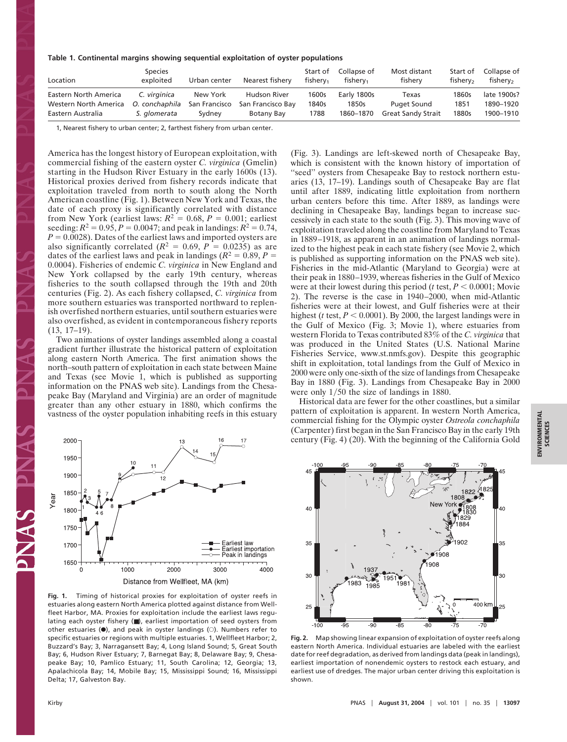**Table 1. Continental margins showing sequential exploitation of oyster populations**

| Location | Species exploited | Urban center | Nearest fishery | Start of $fishery_1$ | Collapse of $fishery_1$ | Most distant fishery | Start of $fishery_2$ | Collapse of $fishery_2$ |
|---|---|---|---|---|---|---|---|---|
| Eastern North America | *C. virginica* | New York | Hudson River | 1600s | Early 1800s | Texas | 1860s | late 1900s? |
| Western North America | *O. conchaphila* | San Francisco | San Francisco Bay | 1840s | 1850s | Puget Sound | 1851 | 1890–1920 |
| Eastern Australia | *S. glomerata* | Sydney | Botany Bay | 1788 | 1860–1870 | Great Sandy Strait | 1880s | 1900–1910 |

1, Nearest fishery to urban center; 2, farthest fishery from urban center.

America has the longest history of European exploitation, with commercial fishing of the eastern oyster *C. virginica* (Gmelin) starting in the Hudson River Estuary in the early 1600s (13). Historical proxies derived from fishery records indicate that exploitation traveled from north to south along the North American coastline (Fig. 1). Between New York and Texas, the date of each proxy is significantly correlated with distance from New York (earliest laws: $R^2 = 0.68$, $P = 0.001$; earliest seeding: $R^2 = 0.95$, $P = 0.0047$; and peak in landings: $R^2 = 0.74$, $P = 0.0028$). Dates of the earliest laws and imported oysters are also significantly correlated ($R^2 = 0.69$, $P = 0.0235$) as are dates of the earliest laws and peak in landings ($R^2 = 0.89$, $P = 0.0004$). Fisheries of endemic *C. virginica* in New England and New York collapsed by the early 19th century, whereas fisheries to the south collapsed through the 19th and 20th centuries (Fig. 2). As each fishery collapsed, *C. virginica* from more southern estuaries was transported northward to replenish overfished northern estuaries, until southern estuaries were also overfished, as evident in contemporaneous fishery reports (13, 17–19).

Two animations of oyster landings assembled along a coastal gradient further illustrate the historical pattern of exploitation along eastern North America. The first animation shows the north–south pattern of exploitation in each state between Maine and Texas (see Movie 1, which is published as supporting information on the PNAS web site). Landings from the Chesapeake Bay (Maryland and Virginia) are an order of magnitude greater than any other estuary in 1880, which confirms the vastness of the oyster population inhabiting reefs in this estuary (Fig. 3). Landings are left-skewed north of Chesapeake Bay, which is consistent with the known history of importation of "seed" oysters from Chesapeake Bay to restock northern estuaries (13, 17–19). Landings south of Chesapeake Bay are flat until after 1889, indicating little exploitation from northern urban centers before this time. After 1889, as landings were declining in Chesapeake Bay, landings began to increase successively in each state to the south (Fig. 3). This moving wave of exploitation traveled along the coastline from Maryland to Texas in 1889–1918, as apparent in an animation of landings normalized to the highest peak in each state fishery (see Movie 2, which is published as supporting information on the PNAS web site). Fisheries in the mid-Atlantic (Maryland to Georgia) were at their peak in 1880–1939, whereas fisheries in the Gulf of Mexico were at their lowest during this period ($t$ test, $P < 0.0001$; Movie 2). The reverse is the case in 1940–2000, when mid-Atlantic fisheries were at their lowest, and Gulf fisheries were at their highest ($t$ test, $P < 0.0001$). By 2000, the largest landings were in the Gulf of Mexico (Fig. 3; Movie 1), where estuaries from western Florida to Texas contributed 83% of the *C. virginica* that was produced in the United States (U.S. National Marine Fisheries Service, www.st.nmfs.gov). Despite this geographic shift in exploitation, total landings from the Gulf of Mexico in 2000 were only one-sixth of the size of landings from Chesapeake Bay in 1880 (Fig. 3). Landings from Chesapeake Bay in 2000 were only 1/50 the size of landings in 1880.

Historical data are fewer for the other coastlines, but a similar pattern of exploitation is apparent. In western North America, commercial fishing for the Olympic oyster *Ostreola conchaphila* (Carpenter) first began in the San Francisco Bay in the early 19th century (Fig. 4) (20). With the beginning of the California Gold

**Fig. 1.** Timing of historical proxies for exploitation of oyster reefs in estuaries along eastern North America plotted against distance from Wellfleet Harbor, MA. Proxies for exploitation include the earliest laws regulating each oyster fishery (■), earliest importation of seed oysters from other estuaries (●), and peak in oyster landings (○). Numbers refer to specific estuaries or regions with multiple estuaries. 1, Wellfleet Harbor; 2, Buzzard's Bay; 3, Narragansett Bay; 4, Long Island Sound; 5, Great South Bay; 6, Hudson River Estuary; 7, Barnegat Bay; 8, Delaware Bay; 9, Chesapeake Bay; 10, Pamlico Estuary; 11, South Carolina; 12, Georgia; 13, Apalachicola Bay; 14, Mobile Bay; 15, Mississippi Sound; 16, Mississippi Delta; 17, Galveston Bay.

**Fig. 2.** Map showing linear expansion of exploitation of oyster reefs along eastern North America. Individual estuaries are labeled with the earliest date for reef degradation, as derived from landings data (peak in landings), earliest importation of nonendemic oysters to restock each estuary, and earliest use of dredges. The major urban center driving this exploitation is shown.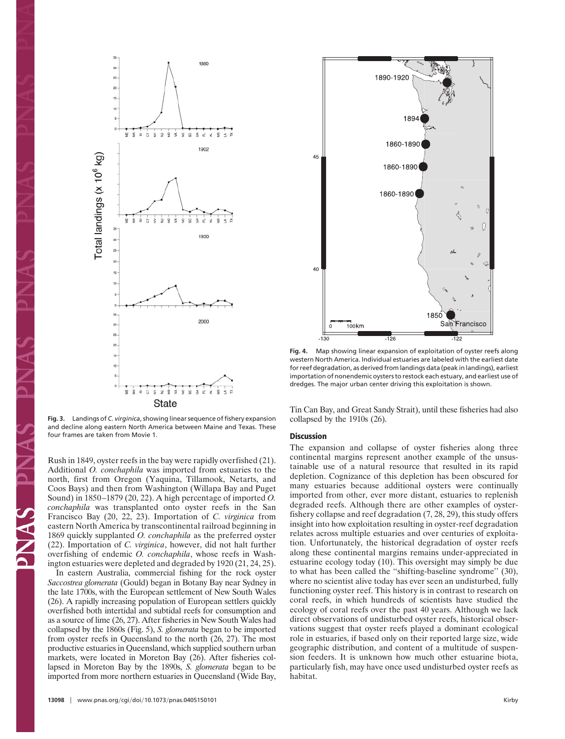**Fig. 3.** Landings of *C. virginica*, showing linear sequence of fishery expansion and decline along eastern North America between Maine and Texas. These four frames are taken from Movie 1.

**Fig. 4.** Map showing linear expansion of exploitation of oyster reefs along western North America. Individual estuaries are labeled with the earliest date for reef degradation, as derived from landings data (peak in landings), earliest importation of nonendemic oysters to restock each estuary, and earliest use of dredges. The major urban center driving this exploitation is shown.

Rush in 1849, oyster reefs in the bay were rapidly overfished (21). Additional *O. conchaphila* was imported from estuaries to the north, first from Oregon (Yaquina, Tillamook, Netarts, and Coos Bays) and then from Washington (Willapa Bay and Puget Sound) in 1850–1879 (20, 22). A high percentage of imported *O. conchaphila* was transplanted onto oyster reefs in the San Francisco Bay (20, 22, 23). Importation of *C. virginica* from eastern North America by transcontinental railroad beginning in 1869 quickly supplanted *O. conchaphila* as the preferred oyster (22). Importation of *C. virginica*, however, did not halt further overfishing of endemic *O. conchaphila*, whose reefs in Washington estuaries were depleted and degraded by 1920 (21, 24, 25).

In eastern Australia, commercial fishing for the rock oyster *Saccostrea glomerata* (Gould) began in Botany Bay near Sydney in the late 1700s, with the European settlement of New South Wales (26). A rapidly increasing population of European settlers quickly overfished both intertidal and subtidal reefs for consumption and as a source of lime (26, 27). After fisheries in New South Wales had collapsed by the 1860s (Fig. 5), *S. glomerata* began to be imported from oyster reefs in Queensland to the north (26, 27). The most productive estuaries in Queensland, which supplied southern urban markets, were located in Moreton Bay (26). After fisheries collapsed in Moreton Bay by the 1890s, *S. glomerata* began to be imported from more northern estuaries in Queensland (Wide Bay, Tin Can Bay, and Great Sandy Strait), until these fisheries had also collapsed by the 1910s (26).

## Discussion

The expansion and collapse of oyster fisheries along three continental margins represent another example of the unsustainable use of a natural resource that resulted in its rapid depletion. Cognizance of this depletion has been obscured for many estuaries because additional oysters were continually imported from other, ever more distant, estuaries to replenish degraded reefs. Although there are other examples of oyster-fishery collapse and reef degradation (7, 28, 29), this study offers insight into how exploitation resulting in oyster-reef degradation relates across multiple estuaries and over centuries of exploitation. Unfortunately, the historical degradation of oyster reefs along these continental margins remains under-appreciated in estuarine ecology today (10). This oversight may simply be due to what has been called the "shifting-baseline syndrome" (30), where no scientist alive today has ever seen an undisturbed, fully functioning oyster reef. This history is in contrast to research on coral reefs, in which hundreds of scientists have studied the ecology of coral reefs over the past 40 years. Although we lack direct observations of undisturbed oyster reefs, historical observations suggest that oyster reefs played a dominant ecological role in estuaries, if based only on their reported large size, wide geographic distribution, and content of a multitude of suspension feeders. It is unknown how much other estuarine biota, particularly fish, may have once used undisturbed oyster reefs as habitat.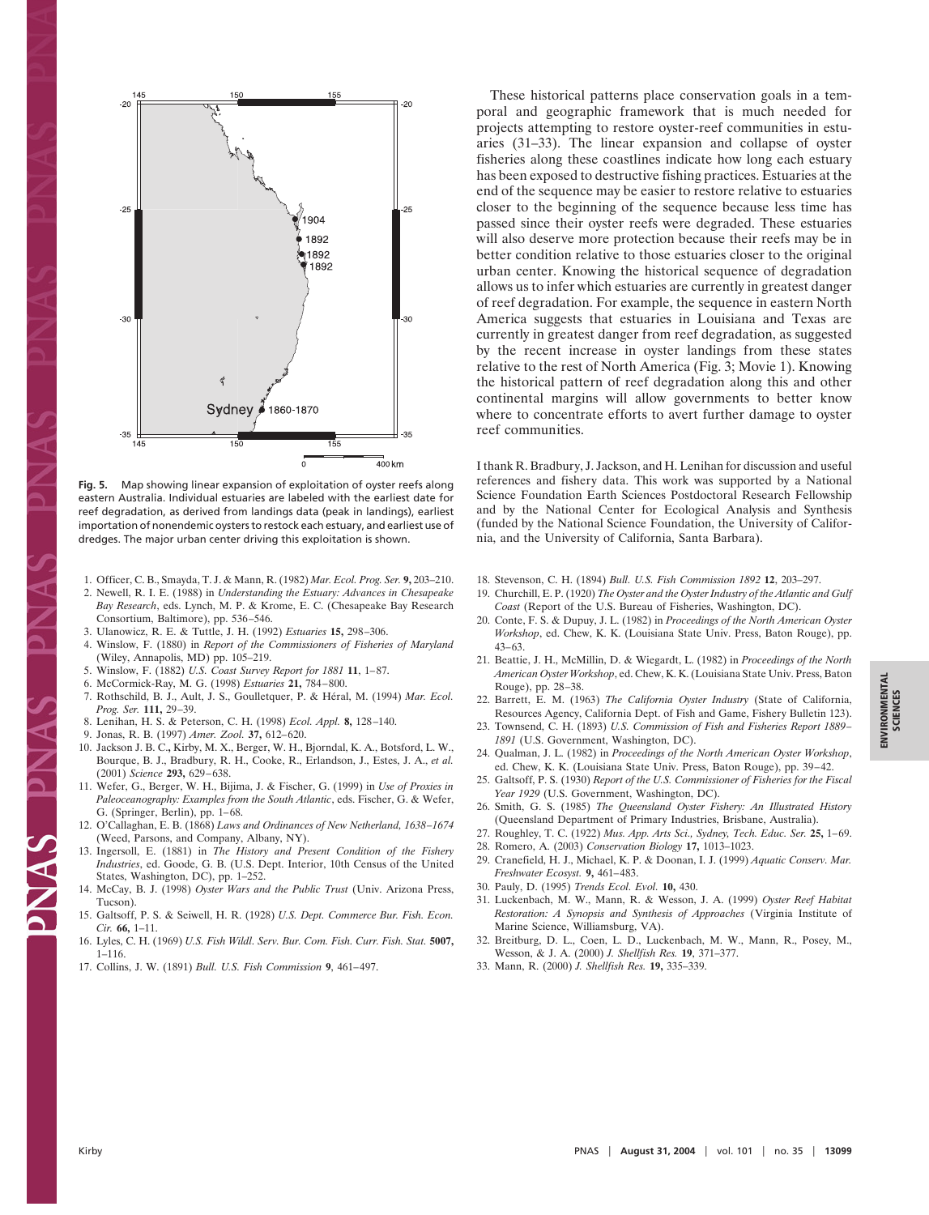145
150
155
-20
-20
-25
-25
-30
-30
-35
-35
145
150
155
1904
1892
1892
1892
Sydney 1860-1870
0
400 km

**Fig. 5.** Map showing linear expansion of exploitation of oyster reefs along eastern Australia. Individual estuaries are labeled with the earliest date for reef degradation, as derived from landings data (peak in landings), earliest importation of nonendemic oysters to restock each estuary, and earliest use of dredges. The major urban center driving this exploitation is shown.

These historical patterns place conservation goals in a temporal and geographic framework that is much needed for projects attempting to restore oyster-reef communities in estuaries (31–33). The linear expansion and collapse of oyster fisheries along these coastlines indicate how long each estuary has been exposed to destructive fishing practices. Estuaries at the end of the sequence may be easier to restore relative to estuaries closer to the beginning of the sequence because less time has passed since their oyster reefs were degraded. These estuaries will also deserve more protection because their reefs may be in better condition relative to those estuaries closer to the original urban center. Knowing the historical sequence of degradation allows us to infer which estuaries are currently in greatest danger of reef degradation. For example, the sequence in eastern North America suggests that estuaries in Louisiana and Texas are currently in greatest danger from reef degradation, as suggested by the recent increase in oyster landings from these states relative to the rest of North America (Fig. 3; Movie 1). Knowing the historical pattern of reef degradation along this and other continental margins will allow governments to better know where to concentrate efforts to avert further damage to oyster reef communities.

I thank R. Bradbury, J. Jackson, and H. Lenihan for discussion and useful references and fishery data. This work was supported by a National Science Foundation Earth Sciences Postdoctoral Research Fellowship and by the National Center for Ecological Analysis and Synthesis (funded by the National Science Foundation, the University of California, and the University of California, Santa Barbara).

1. Officer, C. B., Smayda, T. J. & Mann, R. (1982) *Mar. Ecol. Prog. Ser.* **9,** 203–210.
2. Newell, R. I. E. (1988) in *Understanding the Estuary: Advances in Chesapeake Bay Research*, eds. Lynch, M. P. & Krome, E. C. (Chesapeake Bay Research Consortium, Baltimore), pp. 536–546.
3. Ulanowicz, R. E. & Tuttle, J. H. (1992) *Estuaries* **15,** 298–306.
4. Winslow, F. (1880) in *Report of the Commissioners of Fisheries of Maryland* (Wiley, Annapolis, MD) pp. 105–219.
5. Winslow, F. (1882) *U.S. Coast Survey Report for 1881* **11**, 1–87.
6. McCormick-Ray, M. G. (1998) *Estuaries* **21,** 784–800.
7. Rothschild, B. J., Ault, J. S., Goulletquer, P. & Héral, M. (1994) *Mar. Ecol. Prog. Ser.* **111,** 29–39.
8. Lenihan, H. S. & Peterson, C. H. (1998) *Ecol. Appl.* **8,** 128–140.
9. Jonas, R. B. (1997) *Amer. Zool.* **37,** 612–620.
10. Jackson J. B. C., Kirby, M. X., Berger, W. H., Bjorndal, K. A., Botsford, L. W., Bourque, B. J., Bradbury, R. H., Cooke, R., Erlandson, J., Estes, J. A., *et al.* (2001) *Science* **293,** 629–638.
11. Wefer, G., Berger, W. H., Bijima, J. & Fischer, G. (1999) in *Use of Proxies in Paleoceanography: Examples from the South Atlantic*, eds. Fischer, G. & Wefer, G. (Springer, Berlin), pp. 1–68.
12. O'Callaghan, E. B. (1868) *Laws and Ordinances of New Netherland, 1638–1674* (Weed, Parsons, and Company, Albany, NY).
13. Ingersoll, E. (1881) in *The History and Present Condition of the Fishery Industries*, ed. Goode, G. B. (U.S. Dept. Interior, 10th Census of the United States, Washington, DC), pp. 1–252.
14. McCay, B. J. (1998) *Oyster Wars and the Public Trust* (Univ. Arizona Press, Tucson).
15. Galtsoff, P. S. & Seiwell, H. R. (1928) *U.S. Dept. Commerce Bur. Fish. Econ. Cir.* **66,** 1–11.
16. Lyles, C. H. (1969) *U.S. Fish Wildl. Serv. Bur. Com. Fish. Curr. Fish. Stat.* **5007,** 1–116.
17. Collins, J. W. (1891) *Bull. U.S. Fish Commission* **9**, 461–497.
18. Stevenson, C. H. (1894) *Bull. U.S. Fish Commission 1892* **12**, 203–297.
19. Churchill, E. P. (1920) *The Oyster and the Oyster Industry of the Atlantic and Gulf Coast* (Report of the U.S. Bureau of Fisheries, Washington, DC).
20. Conte, F. S. & Dupuy, J. L. (1982) in *Proceedings of the North American Oyster Workshop*, ed. Chew, K. K. (Louisiana State Univ. Press, Baton Rouge), pp. 43–63.
21. Beattie, J. H., McMillin, D. & Wiegardt, L. (1982) in *Proceedings of the North American Oyster Workshop*, ed. Chew, K. K. (Louisiana State Univ. Press, Baton Rouge), pp. 28–38.
22. Barrett, E. M. (1963) *The California Oyster Industry* (State of California, Resources Agency, California Dept. of Fish and Game, Fishery Bulletin 123).
23. Townsend, C. H. (1893) *U.S. Commission of Fish and Fisheries Report 1889–1891* (U.S. Government, Washington, DC).
24. Qualman, J. L. (1982) in *Proceedings of the North American Oyster Workshop*, ed. Chew, K. K. (Louisiana State Univ. Press, Baton Rouge), pp. 39–42.
25. Galtsoff, P. S. (1930) *Report of the U.S. Commissioner of Fisheries for the Fiscal Year 1929* (U.S. Government, Washington, DC).
26. Smith, G. S. (1985) *The Queensland Oyster Fishery: An Illustrated History* (Queensland Department of Primary Industries, Brisbane, Australia).
27. Roughley, T. C. (1922) *Mus. App. Arts Sci., Sydney, Tech. Educ. Ser.* **25,** 1–69.
28. Romero, A. (2003) *Conservation Biology* **17,** 1013–1023.
29. Cranefield, H. J., Michael, K. P. & Doonan, I. J. (1999) *Aquatic Conserv. Mar. Freshwater Ecosyst.* **9,** 461–483.
30. Pauly, D. (1995) *Trends Ecol. Evol.* **10,** 430.
31. Luckenbach, M. W., Mann, R. & Wesson, J. A. (1999) *Oyster Reef Habitat Restoration: A Synopsis and Synthesis of Approaches* (Virginia Institute of Marine Science, Williamsburg, VA).
32. Breitburg, D. L., Coen, L. D., Luckenbach, M. W., Mann, R., Posey, M., Wesson, & J. A. (2000) *J. Shellfish Res.* **19**, 371–377.
33. Mann, R. (2000) *J. Shellfish Res.* **19,** 335–339.